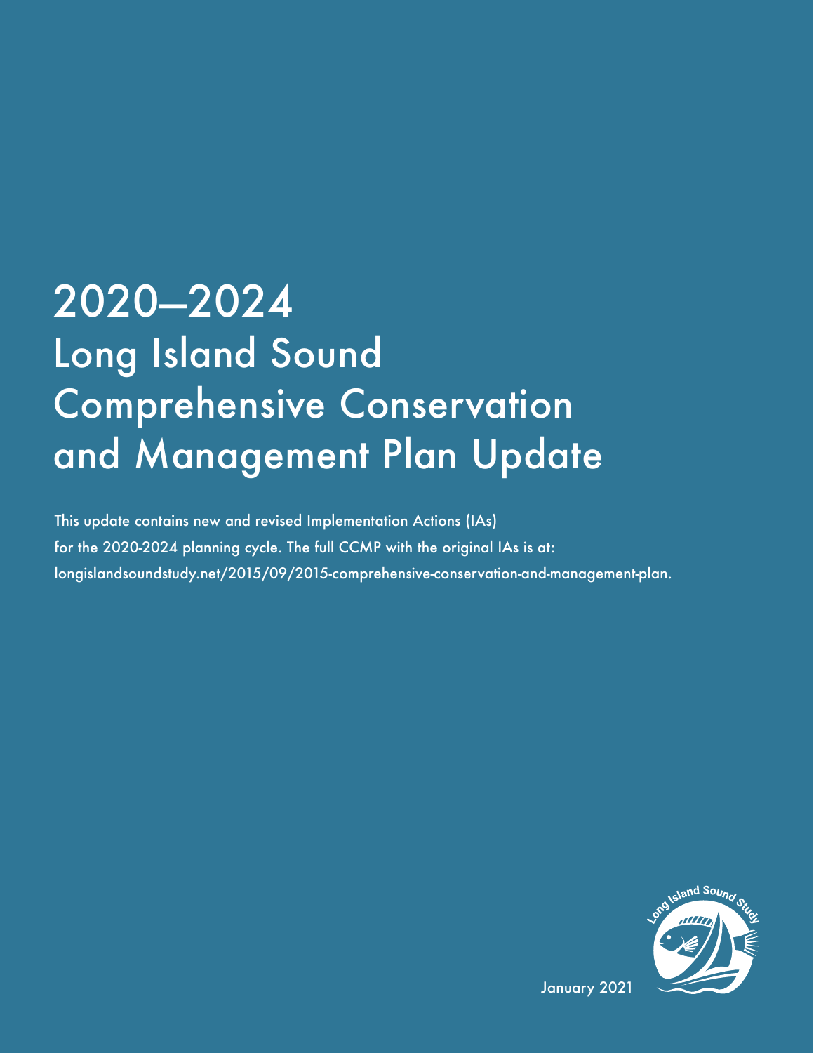# 2020–2024 Long Island Sound Comprehensive Conservation and Management Plan Update

This update contains new and revised Implementation Actions (IAs) for the 2020-2024 planning cycle. The full CCMP with the original IAs is at: longislandsoundstudy.net/2015/09/2015-comprehensive-conservation-and-management-plan.

Long Island Sound Study

January 2021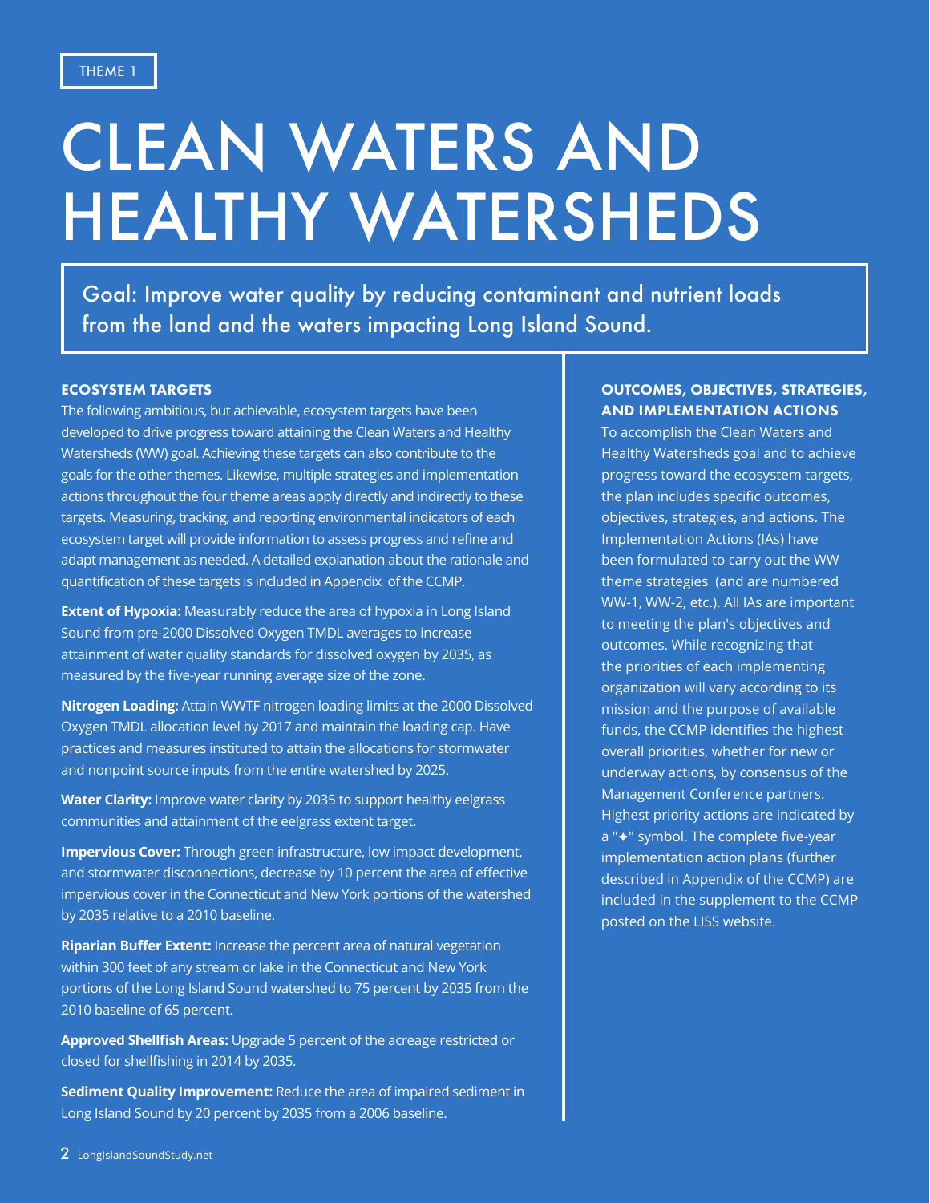THEME 1

# CLEAN WATERS AND HEALTHY WATERSHEDS

Goal: Improve water quality by reducing contaminant and nutrient loads from the land and the waters impacting Long Island Sound.

## ECOSYSTEM TARGETS

The following ambitious, but achievable, ecosystem targets have been developed to drive progress toward attaining the Clean Waters and Healthy Watersheds (WW) goal. Achieving these targets can also contribute to the goals for the other themes. Likewise, multiple strategies and implementation actions throughout the four theme areas apply directly and indirectly to these targets. Measuring, tracking, and reporting environmental indicators of each ecosystem target will provide information to assess progress and refine and adapt management as needed. A detailed explanation about the rationale and quantification of these targets is included in Appendix  of the CCMP.

**Extent of Hypoxia:** Measurably reduce the area of hypoxia in Long Island Sound from pre-2000 Dissolved Oxygen TMDL averages to increase attainment of water quality standards for dissolved oxygen by 2035, as measured by the five-year running average size of the zone.

**Nitrogen Loading:** Attain WWTF nitrogen loading limits at the 2000 Dissolved Oxygen TMDL allocation level by 2017 and maintain the loading cap. Have practices and measures instituted to attain the allocations for stormwater and nonpoint source inputs from the entire watershed by 2025.

**Water Clarity:** Improve water clarity by 2035 to support healthy eelgrass communities and attainment of the eelgrass extent target.

**Impervious Cover:** Through green infrastructure, low impact development, and stormwater disconnections, decrease by 10 percent the area of effective impervious cover in the Connecticut and New York portions of the watershed by 2035 relative to a 2010 baseline.

**Riparian Buffer Extent:** Increase the percent area of natural vegetation within 300 feet of any stream or lake in the Connecticut and New York portions of the Long Island Sound watershed to 75 percent by 2035 from the 2010 baseline of 65 percent.

**Approved Shellfish Areas:** Upgrade 5 percent of the acreage restricted or closed for shellfishing in 2014 by 2035.

**Sediment Quality Improvement:** Reduce the area of impaired sediment in Long Island Sound by 20 percent by 2035 from a 2006 baseline.

## OUTCOMES, OBJECTIVES, STRATEGIES, AND IMPLEMENTATION ACTIONS

To accomplish the Clean Waters and Healthy Watersheds goal and to achieve progress toward the ecosystem targets, the plan includes specific outcomes, objectives, strategies, and actions. The Implementation Actions (IAs) have been formulated to carry out the WW theme strategies  (and are numbered WW-1, WW-2, etc.). All IAs are important to meeting the plan's objectives and outcomes. While recognizing that the priorities of each implementing organization will vary according to its mission and the purpose of available funds, the CCMP identifies the highest overall priorities, whether for new or underway actions, by consensus of the Management Conference partners. Highest priority actions are indicated by a "✦" symbol. The complete five-year implementation action plans (further described in Appendix of the CCMP) are included in the supplement to the CCMP posted on the LISS website.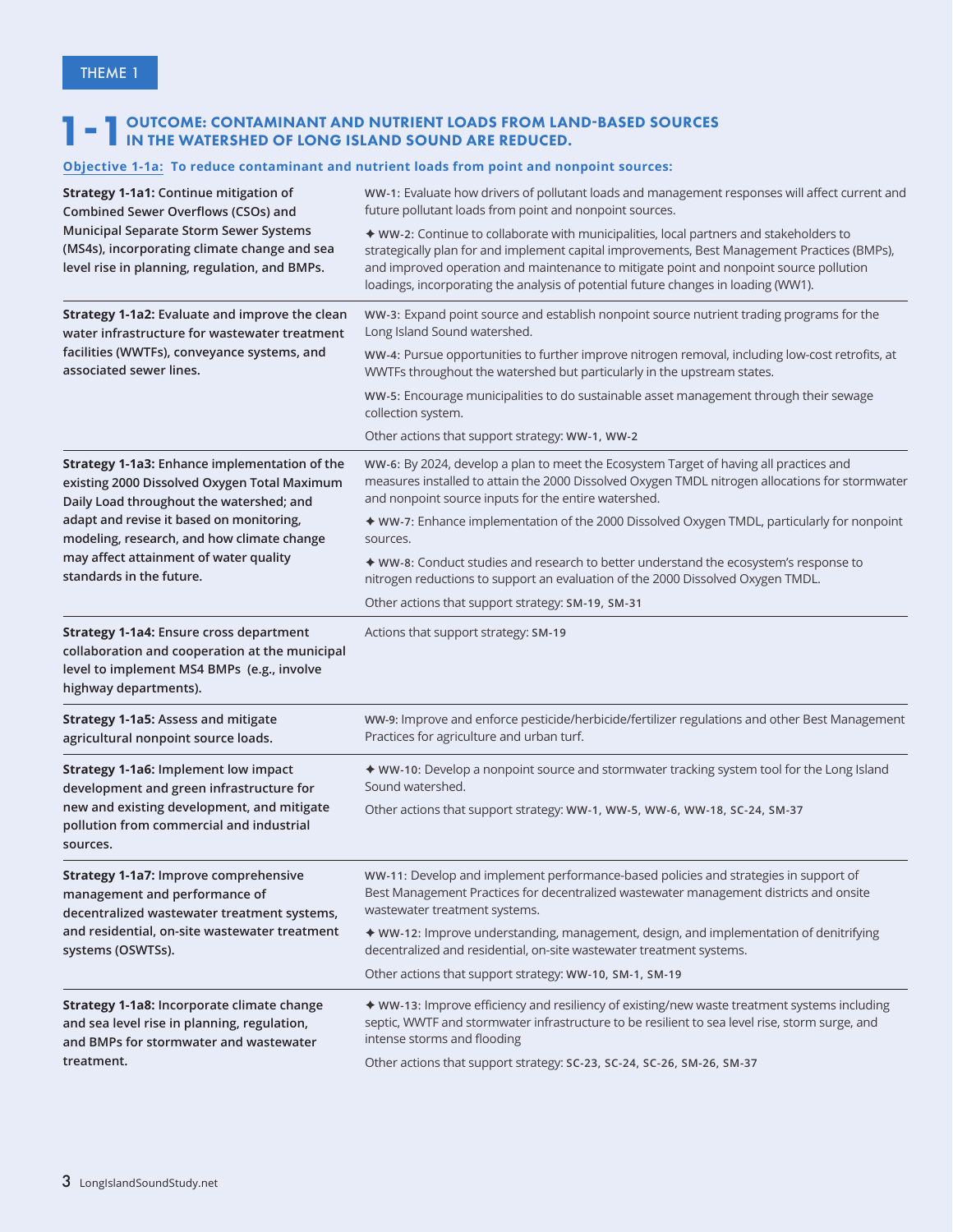THEME 1

# 1-1 OUTCOME: CONTAMINANT AND NUTRIENT LOADS FROM LAND-BASED SOURCES IN THE WATERSHED OF LONG ISLAND SOUND ARE REDUCED.

**Objective 1-1a: To reduce contaminant and nutrient loads from point and nonpoint sources:**

| Strategy | Actions |
|---|---|
| **Strategy 1-1a1: Continue mitigation of Combined Sewer Overflows (CSOs) and Municipal Separate Storm Sewer Systems (MS4s), incorporating climate change and sea level rise in planning, regulation, and BMPs.** | WW-1: Evaluate how drivers of pollutant loads and management responses will affect current and future pollutant loads from point and nonpoint sources.<br><br>✦ WW-2: Continue to collaborate with municipalities, local partners and stakeholders to strategically plan for and implement capital improvements, Best Management Practices (BMPs), and improved operation and maintenance to mitigate point and nonpoint source pollution loadings, incorporating the analysis of potential future changes in loading (WW1). |
| **Strategy 1-1a2: Evaluate and improve the clean water infrastructure for wastewater treatment facilities (WWTFs), conveyance systems, and associated sewer lines.** | WW-3: Expand point source and establish nonpoint source nutrient trading programs for the Long Island Sound watershed.<br><br>WW-4: Pursue opportunities to further improve nitrogen removal, including low-cost retrofits, at WWTFs throughout the watershed but particularly in the upstream states.<br><br>WW-5: Encourage municipalities to do sustainable asset management through their sewage collection system.<br><br>Other actions that support strategy: WW-1, WW-2 |
| **Strategy 1-1a3: Enhance implementation of the existing 2000 Dissolved Oxygen Total Maximum Daily Load throughout the watershed; and adapt and revise it based on monitoring, modeling, research, and how climate change may affect attainment of water quality standards in the future.** | WW-6: By 2024, develop a plan to meet the Ecosystem Target of having all practices and measures installed to attain the 2000 Dissolved Oxygen TMDL nitrogen allocations for stormwater and nonpoint source inputs for the entire watershed.<br><br>✦ WW-7: Enhance implementation of the 2000 Dissolved Oxygen TMDL, particularly for nonpoint sources.<br><br>✦ WW-8: Conduct studies and research to better understand the ecosystem's response to nitrogen reductions to support an evaluation of the 2000 Dissolved Oxygen TMDL.<br><br>Other actions that support strategy: SM-19, SM-31 |
| **Strategy 1-1a4: Ensure cross department collaboration and cooperation at the municipal level to implement MS4 BMPs (e.g., involve highway departments).** | Actions that support strategy: SM-19 |
| **Strategy 1-1a5: Assess and mitigate agricultural nonpoint source loads.** | WW-9: Improve and enforce pesticide/herbicide/fertilizer regulations and other Best Management Practices for agriculture and urban turf. |
| **Strategy 1-1a6: Implement low impact development and green infrastructure for new and existing development, and mitigate pollution from commercial and industrial sources.** | ✦ WW-10: Develop a nonpoint source and stormwater tracking system tool for the Long Island Sound watershed.<br><br>Other actions that support strategy: WW-1, WW-5, WW-6, WW-18, SC-24, SM-37 |
| **Strategy 1-1a7: Improve comprehensive management and performance of decentralized wastewater treatment systems, and residential, on-site wastewater treatment systems (OSWTSs).** | WW-11: Develop and implement performance-based policies and strategies in support of Best Management Practices for decentralized wastewater management districts and onsite wastewater treatment systems.<br><br>✦ WW-12: Improve understanding, management, design, and implementation of denitrifying decentralized and residential, on-site wastewater treatment systems.<br><br>Other actions that support strategy: WW-10, SM-1, SM-19 |
| **Strategy 1-1a8: Incorporate climate change and sea level rise in planning, regulation, and BMPs for stormwater and wastewater treatment.** | ✦ WW-13: Improve efficiency and resiliency of existing/new waste treatment systems including septic, WWTF and stormwater infrastructure to be resilient to sea level rise, storm surge, and intense storms and flooding<br><br>Other actions that support strategy: SC-23, SC-24, SC-26, SM-26, SM-37 |

LongIslandSoundStudy.net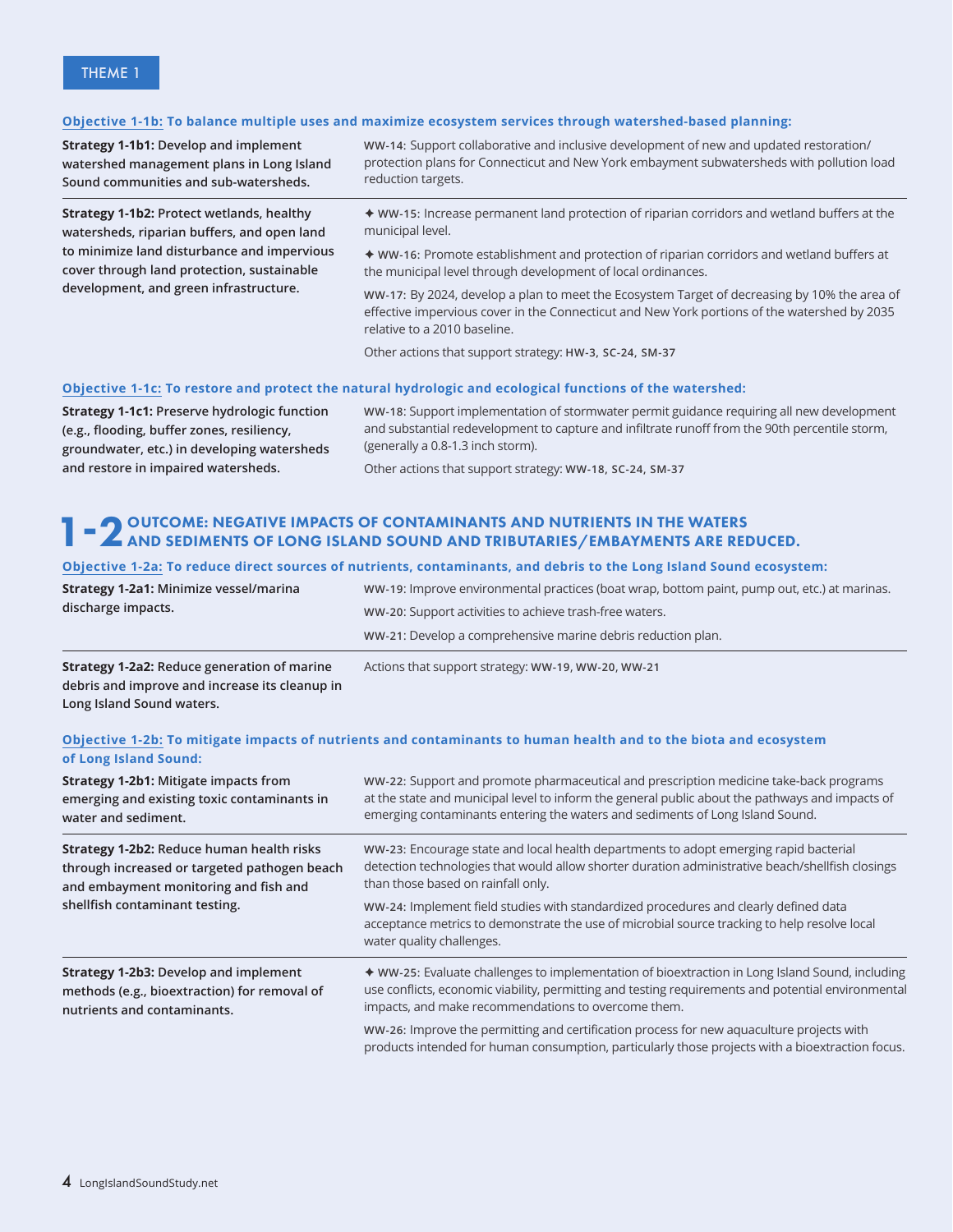THEME 1

**Objective 1-1b: To balance multiple uses and maximize ecosystem services through watershed-based planning:**

| Strategy | Actions |
|---|---|
| **Strategy 1-1b1:** Develop and implement watershed management plans in Long Island Sound communities and sub-watersheds. | **WW-14:** Support collaborative and inclusive development of new and updated restoration/ protection plans for Connecticut and New York embayment subwatersheds with pollution load reduction targets. |
| **Strategy 1-1b2:** Protect wetlands, healthy watersheds, riparian buffers, and open land to minimize land disturbance and impervious cover through land protection, sustainable development, and green infrastructure. | ✦ **WW-15:** Increase permanent land protection of riparian corridors and wetland buffers at the municipal level.<br><br>✦ **WW-16:** Promote establishment and protection of riparian corridors and wetland buffers at the municipal level through development of local ordinances.<br><br>**WW-17:** By 2024, develop a plan to meet the Ecosystem Target of decreasing by 10% the area of effective impervious cover in the Connecticut and New York portions of the watershed by 2035 relative to a 2010 baseline.<br><br>Other actions that support strategy: **HW-3, SC-24, SM-37** |

**Objective 1-1c: To restore and protect the natural hydrologic and ecological functions of the watershed:**

| Strategy | Actions |
|---|---|
| **Strategy 1-1c1:** Preserve hydrologic function (e.g., flooding, buffer zones, resiliency, groundwater, etc.) in developing watersheds and restore in impaired watersheds. | **WW-18:** Support implementation of stormwater permit guidance requiring all new development and substantial redevelopment to capture and infiltrate runoff from the 90th percentile storm, (generally a 0.8-1.3 inch storm).<br><br>Other actions that support strategy: **WW-18, SC-24, SM-37** |

## 1-2 OUTCOME: NEGATIVE IMPACTS OF CONTAMINANTS AND NUTRIENTS IN THE WATERS AND SEDIMENTS OF LONG ISLAND SOUND AND TRIBUTARIES/EMBAYMENTS ARE REDUCED.

**Objective 1-2a: To reduce direct sources of nutrients, contaminants, and debris to the Long Island Sound ecosystem:**

| Strategy | Actions |
|---|---|
| **Strategy 1-2a1:** Minimize vessel/marina discharge impacts. | **WW-19:** Improve environmental practices (boat wrap, bottom paint, pump out, etc.) at marinas.<br><br>**WW-20:** Support activities to achieve trash-free waters.<br><br>**WW-21:** Develop a comprehensive marine debris reduction plan. |
| **Strategy 1-2a2:** Reduce generation of marine debris and improve and increase its cleanup in Long Island Sound waters. | Actions that support strategy: **WW-19, WW-20, WW-21** |

**Objective 1-2b: To mitigate impacts of nutrients and contaminants to human health and to the biota and ecosystem of Long Island Sound:**

| Strategy | Actions |
|---|---|
| **Strategy 1-2b1:** Mitigate impacts from emerging and existing toxic contaminants in water and sediment. | **WW-22:** Support and promote pharmaceutical and prescription medicine take-back programs at the state and municipal level to inform the general public about the pathways and impacts of emerging contaminants entering the waters and sediments of Long Island Sound. |
| **Strategy 1-2b2:** Reduce human health risks through increased or targeted pathogen beach and embayment monitoring and fish and shellfish contaminant testing. | **WW-23:** Encourage state and local health departments to adopt emerging rapid bacterial detection technologies that would allow shorter duration administrative beach/shellfish closings than those based on rainfall only.<br><br>**WW-24:** Implement field studies with standardized procedures and clearly defined data acceptance metrics to demonstrate the use of microbial source tracking to help resolve local water quality challenges. |
| **Strategy 1-2b3:** Develop and implement methods (e.g., bioextraction) for removal of nutrients and contaminants. | ✦ **WW-25:** Evaluate challenges to implementation of bioextraction in Long Island Sound, including use conflicts, economic viability, permitting and testing requirements and potential environmental impacts, and make recommendations to overcome them.<br><br>**WW-26:** Improve the permitting and certification process for new aquaculture projects with products intended for human consumption, particularly those projects with a bioextraction focus. |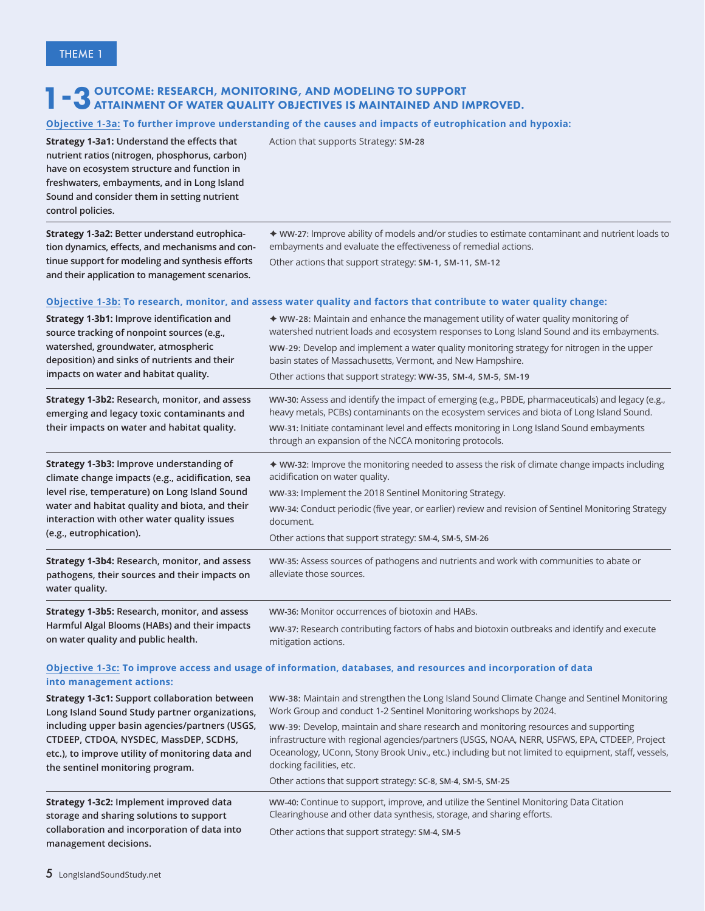THEME 1

# 1-3 OUTCOME: RESEARCH, MONITORING, AND MODELING TO SUPPORT ATTAINMENT OF WATER QUALITY OBJECTIVES IS MAINTAINED AND IMPROVED.

## Objective 1-3a: To further improve understanding of the causes and impacts of eutrophication and hypoxia:

| Strategy | Actions |
|---|---|
| **Strategy 1-3a1: Understand the effects that nutrient ratios (nitrogen, phosphorus, carbon) have on ecosystem structure and function in freshwaters, embayments, and in Long Island Sound and consider them in setting nutrient control policies.** | Action that supports Strategy: **SM-28** |
| **Strategy 1-3a2: Better understand eutrophication dynamics, effects, and mechanisms and continue support for modeling and synthesis efforts and their application to management scenarios.** | ✦ **WW-27:** Improve ability of models and/or studies to estimate contaminant and nutrient loads to embayments and evaluate the effectiveness of remedial actions.<br>Other actions that support strategy: **SM-1, SM-11, SM-12** |

## Objective 1-3b: To research, monitor, and assess water quality and factors that contribute to water quality change:

| Strategy | Actions |
|---|---|
| **Strategy 1-3b1: Improve identification and source tracking of nonpoint sources (e.g., watershed, groundwater, atmospheric deposition) and sinks of nutrients and their impacts on water and habitat quality.** | ✦ **WW-28:** Maintain and enhance the management utility of water quality monitoring of watershed nutrient loads and ecosystem responses to Long Island Sound and its embayments.<br>**WW-29:** Develop and implement a water quality monitoring strategy for nitrogen in the upper basin states of Massachusetts, Vermont, and New Hampshire.<br>Other actions that support strategy: **WW-35, SM-4, SM-5, SM-19** |
| **Strategy 1-3b2: Research, monitor, and assess emerging and legacy toxic contaminants and their impacts on water and habitat quality.** | **WW-30:** Assess and identify the impact of emerging (e.g., PBDE, pharmaceuticals) and legacy (e.g., heavy metals, PCBs) contaminants on the ecosystem services and biota of Long Island Sound.<br>**WW-31:** Initiate contaminant level and effects monitoring in Long Island Sound embayments through an expansion of the NCCA monitoring protocols. |
| **Strategy 1-3b3: Improve understanding of climate change impacts (e.g., acidification, sea level rise, temperature) on Long Island Sound water and habitat quality and biota, and their interaction with other water quality issues (e.g., eutrophication).** | ✦ **WW-32:** Improve the monitoring needed to assess the risk of climate change impacts including acidification on water quality.<br>**WW-33:** Implement the 2018 Sentinel Monitoring Strategy.<br>**WW-34:** Conduct periodic (five year, or earlier) review and revision of Sentinel Monitoring Strategy document.<br>Other actions that support strategy: **SM-4, SM-5, SM-26** |
| **Strategy 1-3b4: Research, monitor, and assess pathogens, their sources and their impacts on water quality.** | **WW-35:** Assess sources of pathogens and nutrients and work with communities to abate or alleviate those sources. |
| **Strategy 1-3b5: Research, monitor, and assess Harmful Algal Blooms (HABs) and their impacts on water quality and public health.** | **WW-36:** Monitor occurrences of biotoxin and HABs.<br>**WW-37:** Research contributing factors of habs and biotoxin outbreaks and identify and execute mitigation actions. |

## Objective 1-3c: To improve access and usage of information, databases, and resources and incorporation of data into management actions:

| Strategy | Actions |
|---|---|
| **Strategy 1-3c1: Support collaboration between Long Island Sound Study partner organizations, including upper basin agencies/partners (USGS, CTDEEP, CTDOA, NYSDEC, MassDEP, SCDHS, etc.), to improve utility of monitoring data and the sentinel monitoring program.** | **WW-38:** Maintain and strengthen the Long Island Sound Climate Change and Sentinel Monitoring Work Group and conduct 1-2 Sentinel Monitoring workshops by 2024.<br>**WW-39:** Develop, maintain and share research and monitoring resources and supporting infrastructure with regional agencies/partners (USGS, NOAA, NERR, USFWS, EPA, CTDEEP, Project Oceanology, UConn, Stony Brook Univ., etc.) including but not limited to equipment, staff, vessels, docking facilities, etc.<br>Other actions that support strategy: **SC-8, SM-4, SM-5, SM-25** |
| **Strategy 1-3c2: Implement improved data storage and sharing solutions to support collaboration and incorporation of data into management decisions.** | **WW-40:** Continue to support, improve, and utilize the Sentinel Monitoring Data Citation Clearinghouse and other data synthesis, storage, and sharing efforts.<br>Other actions that support strategy: **SM-4, SM-5** |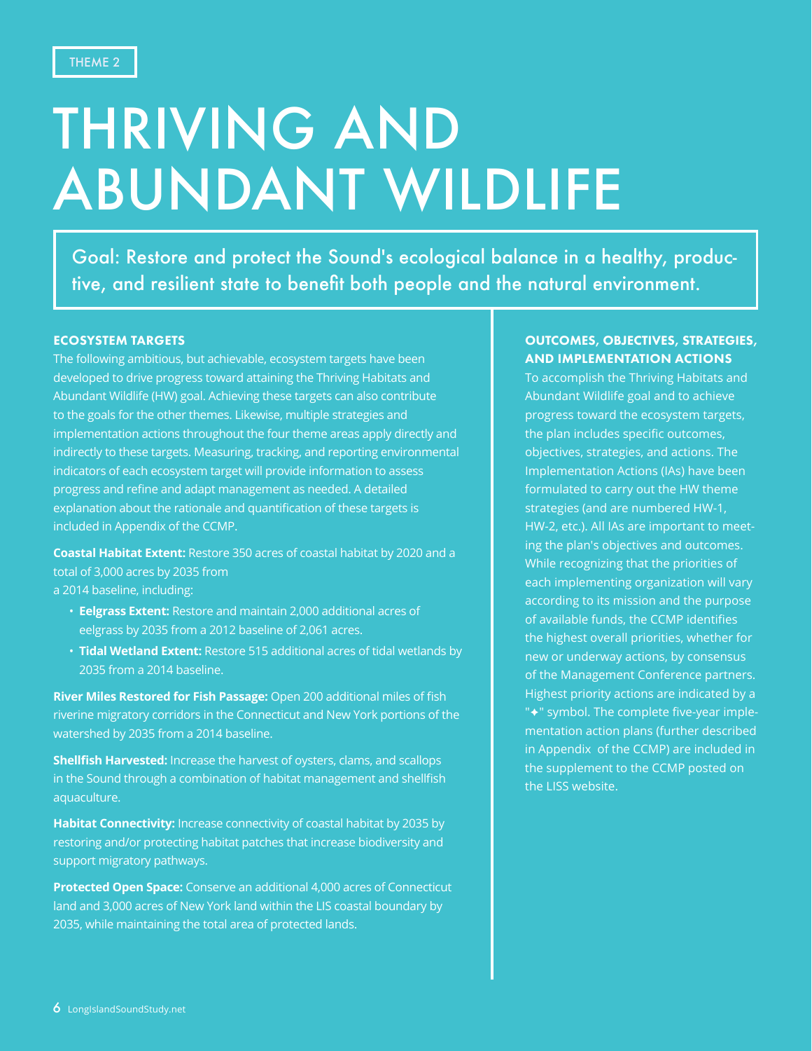THEME 2

# THRIVING AND ABUNDANT WILDLIFE

Goal: Restore and protect the Sound's ecological balance in a healthy, productive, and resilient state to benefit both people and the natural environment.

## ECOSYSTEM TARGETS

The following ambitious, but achievable, ecosystem targets have been developed to drive progress toward attaining the Thriving Habitats and Abundant Wildlife (HW) goal. Achieving these targets can also contribute to the goals for the other themes. Likewise, multiple strategies and implementation actions throughout the four theme areas apply directly and indirectly to these targets. Measuring, tracking, and reporting environmental indicators of each ecosystem target will provide information to assess progress and refine and adapt management as needed. A detailed explanation about the rationale and quantification of these targets is included in Appendix of the CCMP.

**Coastal Habitat Extent:** Restore 350 acres of coastal habitat by 2020 and a total of 3,000 acres by 2035 from a 2014 baseline, including:

- **Eelgrass Extent:** Restore and maintain 2,000 additional acres of eelgrass by 2035 from a 2012 baseline of 2,061 acres.
- **Tidal Wetland Extent:** Restore 515 additional acres of tidal wetlands by 2035 from a 2014 baseline.

**River Miles Restored for Fish Passage:** Open 200 additional miles of fish riverine migratory corridors in the Connecticut and New York portions of the watershed by 2035 from a 2014 baseline.

**Shellfish Harvested:** Increase the harvest of oysters, clams, and scallops in the Sound through a combination of habitat management and shellfish aquaculture.

**Habitat Connectivity:** Increase connectivity of coastal habitat by 2035 by restoring and/or protecting habitat patches that increase biodiversity and support migratory pathways.

**Protected Open Space:** Conserve an additional 4,000 acres of Connecticut land and 3,000 acres of New York land within the LIS coastal boundary by 2035, while maintaining the total area of protected lands.

## OUTCOMES, OBJECTIVES, STRATEGIES, AND IMPLEMENTATION ACTIONS

To accomplish the Thriving Habitats and Abundant Wildlife goal and to achieve progress toward the ecosystem targets, the plan includes specific outcomes, objectives, strategies, and actions. The Implementation Actions (IAs) have been formulated to carry out the HW theme strategies (and are numbered HW-1, HW-2, etc.). All IAs are important to meeting the plan's objectives and outcomes. While recognizing that the priorities of each implementing organization will vary according to its mission and the purpose of available funds, the CCMP identifies the highest overall priorities, whether for new or underway actions, by consensus of the Management Conference partners. Highest priority actions are indicated by a "✦" symbol. The complete five-year implementation action plans (further described in Appendix of the CCMP) are included in the supplement to the CCMP posted on the LISS website.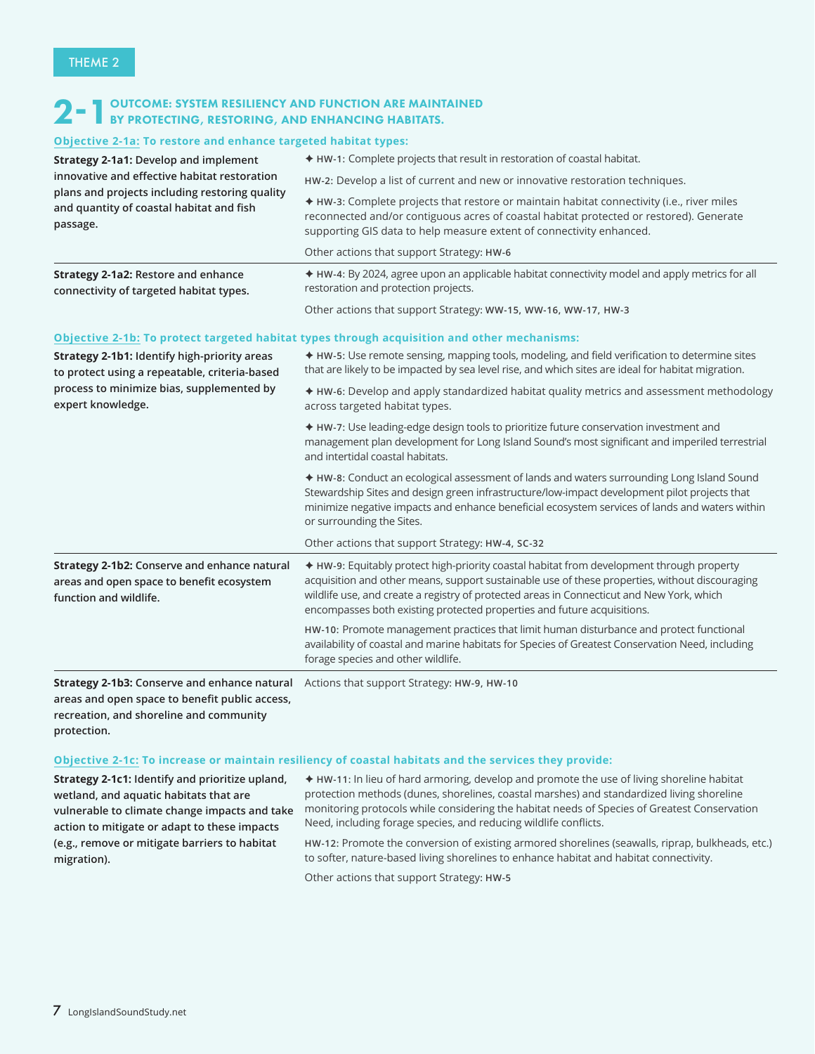THEME 2

# 2-1 OUTCOME: SYSTEM RESILIENCY AND FUNCTION ARE MAINTAINED BY PROTECTING, RESTORING, AND ENHANCING HABITATS.

## Objective 2-1a: To restore and enhance targeted habitat types:

| Strategy | Actions |
|---|---|
| **Strategy 2-1a1:** Develop and implement innovative and effective habitat restoration plans and projects including restoring quality and quantity of coastal habitat and fish passage. | ✦ **HW-1:** Complete projects that result in restoration of coastal habitat.<br><br>**HW-2:** Develop a list of current and new or innovative restoration techniques.<br><br>✦ **HW-3:** Complete projects that restore or maintain habitat connectivity (i.e., river miles reconnected and/or contiguous acres of coastal habitat protected or restored). Generate supporting GIS data to help measure extent of connectivity enhanced.<br><br>Other actions that support Strategy: **HW-6** |
| **Strategy 2-1a2:** Restore and enhance connectivity of targeted habitat types. | ✦ **HW-4:** By 2024, agree upon an applicable habitat connectivity model and apply metrics for all restoration and protection projects.<br><br>Other actions that support Strategy: **WW-15, WW-16, WW-17, HW-3** |

## Objective 2-1b: To protect targeted habitat types through acquisition and other mechanisms:

| Strategy | Actions |
|---|---|
| **Strategy 2-1b1:** Identify high-priority areas to protect using a repeatable, criteria-based process to minimize bias, supplemented by expert knowledge. | ✦ **HW-5:** Use remote sensing, mapping tools, modeling, and field verification to determine sites that are likely to be impacted by sea level rise, and which sites are ideal for habitat migration.<br><br>✦ **HW-6:** Develop and apply standardized habitat quality metrics and assessment methodology across targeted habitat types.<br><br>✦ **HW-7:** Use leading-edge design tools to prioritize future conservation investment and management plan development for Long Island Sound's most significant and imperiled terrestrial and intertidal coastal habitats.<br><br>✦ **HW-8:** Conduct an ecological assessment of lands and waters surrounding Long Island Sound Stewardship Sites and design green infrastructure/low-impact development pilot projects that minimize negative impacts and enhance beneficial ecosystem services of lands and waters within or surrounding the Sites.<br><br>Other actions that support Strategy: **HW-4, SC-32** |
| **Strategy 2-1b2:** Conserve and enhance natural areas and open space to benefit ecosystem function and wildlife. | ✦ **HW-9:** Equitably protect high-priority coastal habitat from development through property acquisition and other means, support sustainable use of these properties, without discouraging wildlife use, and create a registry of protected areas in Connecticut and New York, which encompasses both existing protected properties and future acquisitions.<br><br>**HW-10:** Promote management practices that limit human disturbance and protect functional availability of coastal and marine habitats for Species of Greatest Conservation Need, including forage species and other wildlife. |
| **Strategy 2-1b3:** Conserve and enhance natural areas and open space to benefit public access, recreation, and shoreline and community protection. | Actions that support Strategy: **HW-9, HW-10** |

## Objective 2-1c: To increase or maintain resiliency of coastal habitats and the services they provide:

| Strategy | Actions |
|---|---|
| **Strategy 2-1c1:** Identify and prioritize upland, wetland, and aquatic habitats that are vulnerable to climate change impacts and take action to mitigate or adapt to these impacts (e.g., remove or mitigate barriers to habitat migration). | ✦ **HW-11:** In lieu of hard armoring, develop and promote the use of living shoreline habitat protection methods (dunes, shorelines, coastal marshes) and standardized living shoreline monitoring protocols while considering the habitat needs of Species of Greatest Conservation Need, including forage species, and reducing wildlife conflicts.<br><br>**HW-12:** Promote the conversion of existing armored shorelines (seawalls, riprap, bulkheads, etc.) to softer, nature-based living shorelines to enhance habitat and habitat connectivity.<br><br>Other actions that support Strategy: **HW-5** |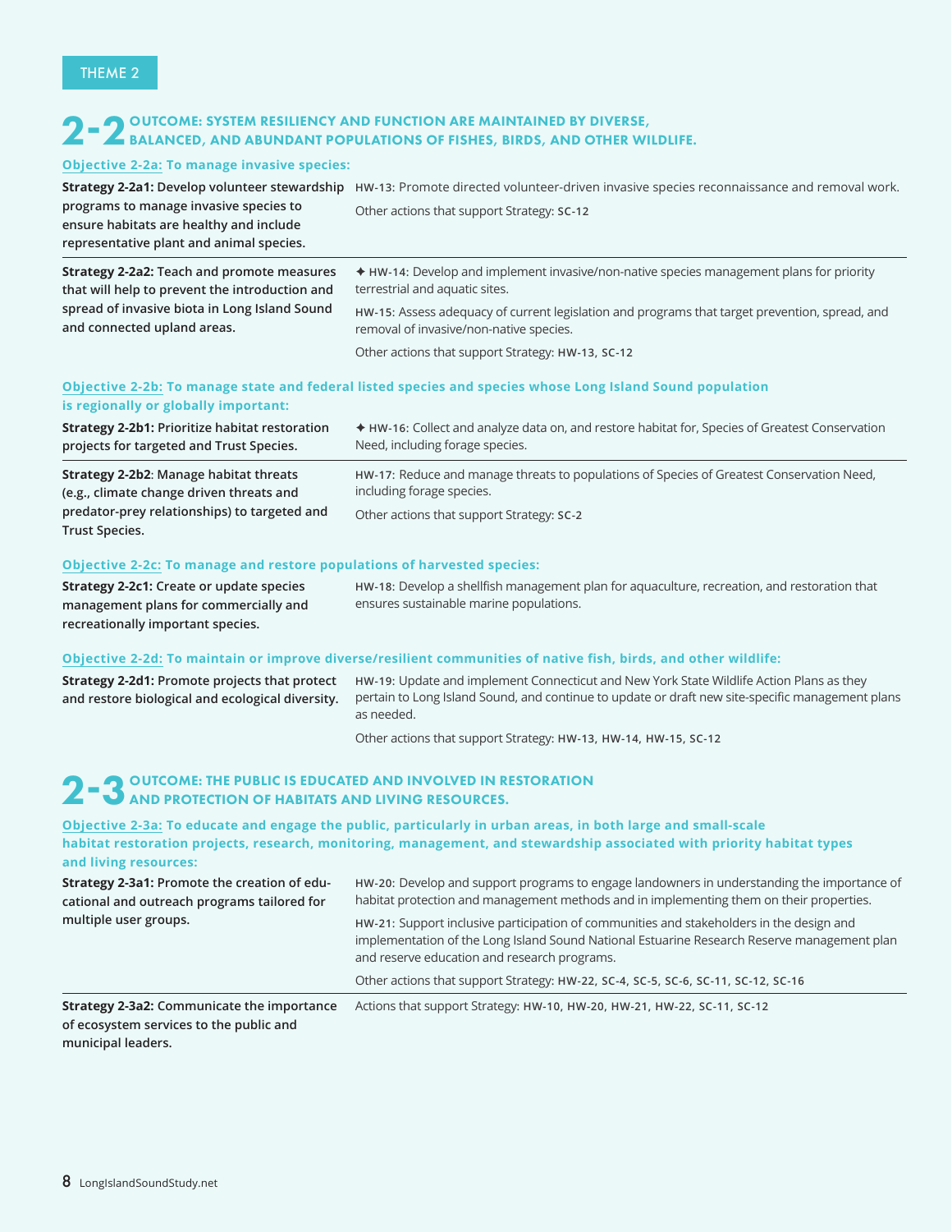THEME 2

## 2-2 OUTCOME: SYSTEM RESILIENCY AND FUNCTION ARE MAINTAINED BY DIVERSE, BALANCED, AND ABUNDANT POPULATIONS OF FISHES, BIRDS, AND OTHER WILDLIFE.

### Objective 2-2a: To manage invasive species:

| Strategy | Actions |
|---|---|
| **Strategy 2-2a1:** Develop volunteer stewardship programs to manage invasive species to ensure habitats are healthy and include representative plant and animal species. | HW-13: Promote directed volunteer-driven invasive species reconnaissance and removal work.<br><br>Other actions that support Strategy: SC-12 |
| **Strategy 2-2a2:** Teach and promote measures that will help to prevent the introduction and spread of invasive biota in Long Island Sound and connected upland areas. | ✦ HW-14: Develop and implement invasive/non-native species management plans for priority terrestrial and aquatic sites.<br><br>HW-15: Assess adequacy of current legislation and programs that target prevention, spread, and removal of invasive/non-native species.<br><br>Other actions that support Strategy: HW-13, SC-12 |

### Objective 2-2b: To manage state and federal listed species and species whose Long Island Sound population is regionally or globally important:

| Strategy | Actions |
|---|---|
| **Strategy 2-2b1:** Prioritize habitat restoration projects for targeted and Trust Species. | ✦ HW-16: Collect and analyze data on, and restore habitat for, Species of Greatest Conservation Need, including forage species. |
| **Strategy 2-2b2**: Manage habitat threats (e.g., climate change driven threats and predator-prey relationships) to targeted and Trust Species. | HW-17: Reduce and manage threats to populations of Species of Greatest Conservation Need, including forage species.<br><br>Other actions that support Strategy: SC-2 |

### Objective 2-2c: To manage and restore populations of harvested species:

| Strategy | Actions |
|---|---|
| **Strategy 2-2c1:** Create or update species management plans for commercially and recreationally important species. | HW-18: Develop a shellfish management plan for aquaculture, recreation, and restoration that ensures sustainable marine populations. |

### Objective 2-2d: To maintain or improve diverse/resilient communities of native fish, birds, and other wildlife:

| Strategy | Actions |
|---|---|
| **Strategy 2-2d1:** Promote projects that protect and restore biological and ecological diversity. | HW-19: Update and implement Connecticut and New York State Wildlife Action Plans as they pertain to Long Island Sound, and continue to update or draft new site-specific management plans as needed.<br><br>Other actions that support Strategy: HW-13, HW-14, HW-15, SC-12 |

## 2-3 OUTCOME: THE PUBLIC IS EDUCATED AND INVOLVED IN RESTORATION AND PROTECTION OF HABITATS AND LIVING RESOURCES.

### Objective 2-3a: To educate and engage the public, particularly in urban areas, in both large and small-scale habitat restoration projects, research, monitoring, management, and stewardship associated with priority habitat types and living resources:

| Strategy | Actions |
|---|---|
| **Strategy 2-3a1:** Promote the creation of educational and outreach programs tailored for multiple user groups. | HW-20: Develop and support programs to engage landowners in understanding the importance of habitat protection and management methods and in implementing them on their properties.<br><br>HW-21: Support inclusive participation of communities and stakeholders in the design and implementation of the Long Island Sound National Estuarine Research Reserve management plan and reserve education and research programs.<br><br>Other actions that support Strategy: HW-22, SC-4, SC-5, SC-6, SC-11, SC-12, SC-16 |
| **Strategy 2-3a2:** Communicate the importance of ecosystem services to the public and municipal leaders. | Actions that support Strategy: HW-10, HW-20, HW-21, HW-22, SC-11, SC-12 |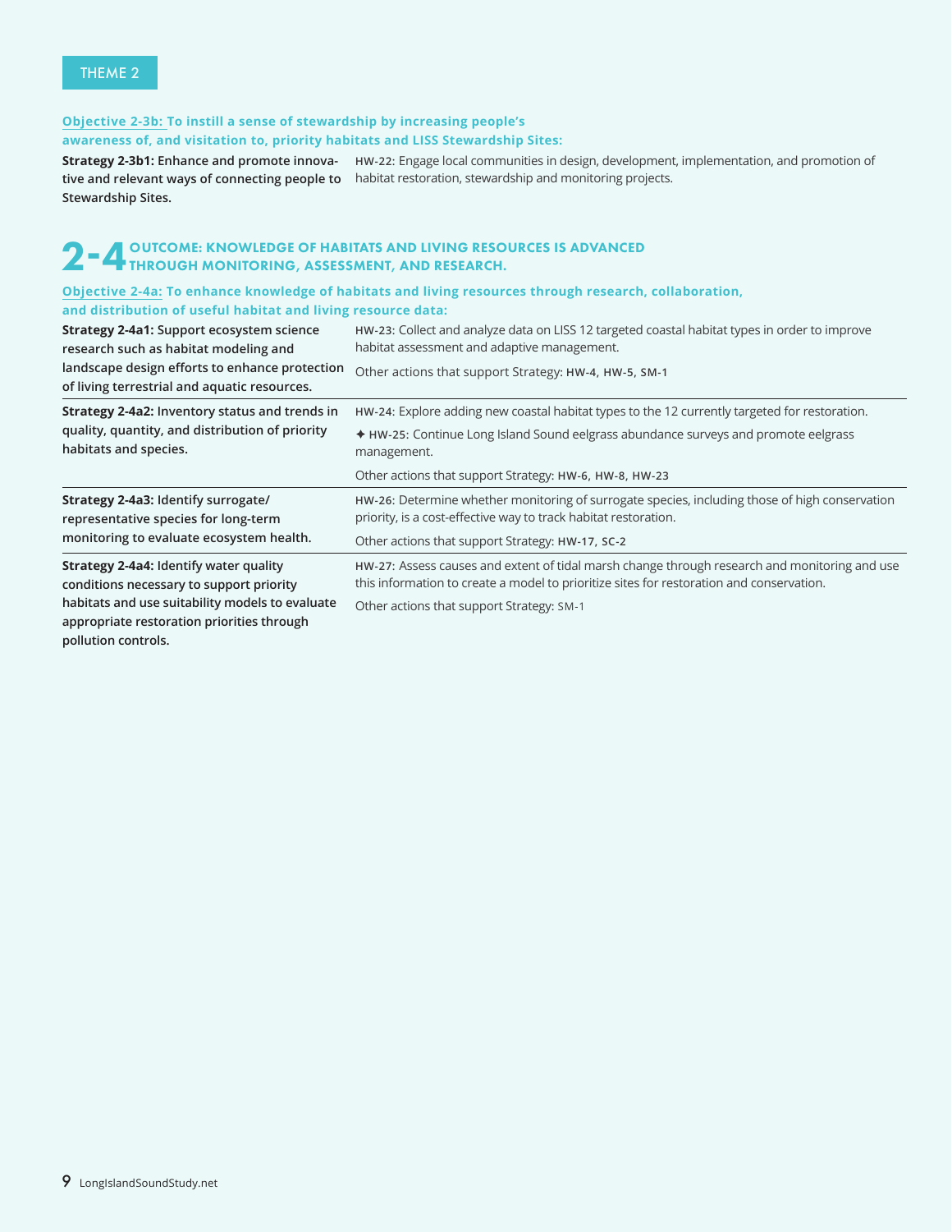THEME 2

**Objective 2-3b: To instill a sense of stewardship by increasing people's awareness of, and visitation to, priority habitats and LISS Stewardship Sites:**

| Strategy | Actions |
|---|---|
| **Strategy 2-3b1:** Enhance and promote innovative and relevant ways of connecting people to Stewardship Sites. | **HW-22:** Engage local communities in design, development, implementation, and promotion of habitat restoration, stewardship and monitoring projects. |

## 2-4 OUTCOME: KNOWLEDGE OF HABITATS AND LIVING RESOURCES IS ADVANCED THROUGH MONITORING, ASSESSMENT, AND RESEARCH.

**Objective 2-4a: To enhance knowledge of habitats and living resources through research, collaboration, and distribution of useful habitat and living resource data:**

| Strategy | Actions |
|---|---|
| **Strategy 2-4a1:** Support ecosystem science research such as habitat modeling and landscape design efforts to enhance protection of living terrestrial and aquatic resources. | **HW-23:** Collect and analyze data on LISS 12 targeted coastal habitat types in order to improve habitat assessment and adaptive management.<br><br>Other actions that support Strategy: **HW-4, HW-5, SM-1** |
| **Strategy 2-4a2:** Inventory status and trends in quality, quantity, and distribution of priority habitats and species. | **HW-24:** Explore adding new coastal habitat types to the 12 currently targeted for restoration.<br><br>✦ **HW-25:** Continue Long Island Sound eelgrass abundance surveys and promote eelgrass management.<br><br>Other actions that support Strategy: **HW-6, HW-8, HW-23** |
| **Strategy 2-4a3:** Identify surrogate/representative species for long-term monitoring to evaluate ecosystem health. | **HW-26:** Determine whether monitoring of surrogate species, including those of high conservation priority, is a cost-effective way to track habitat restoration.<br><br>Other actions that support Strategy: **HW-17, SC-2** |
| **Strategy 2-4a4:** Identify water quality conditions necessary to support priority habitats and use suitability models to evaluate appropriate restoration priorities through pollution controls. | **HW-27:** Assess causes and extent of tidal marsh change through research and monitoring and use this information to create a model to prioritize sites for restoration and conservation.<br><br>Other actions that support Strategy: SM-1 |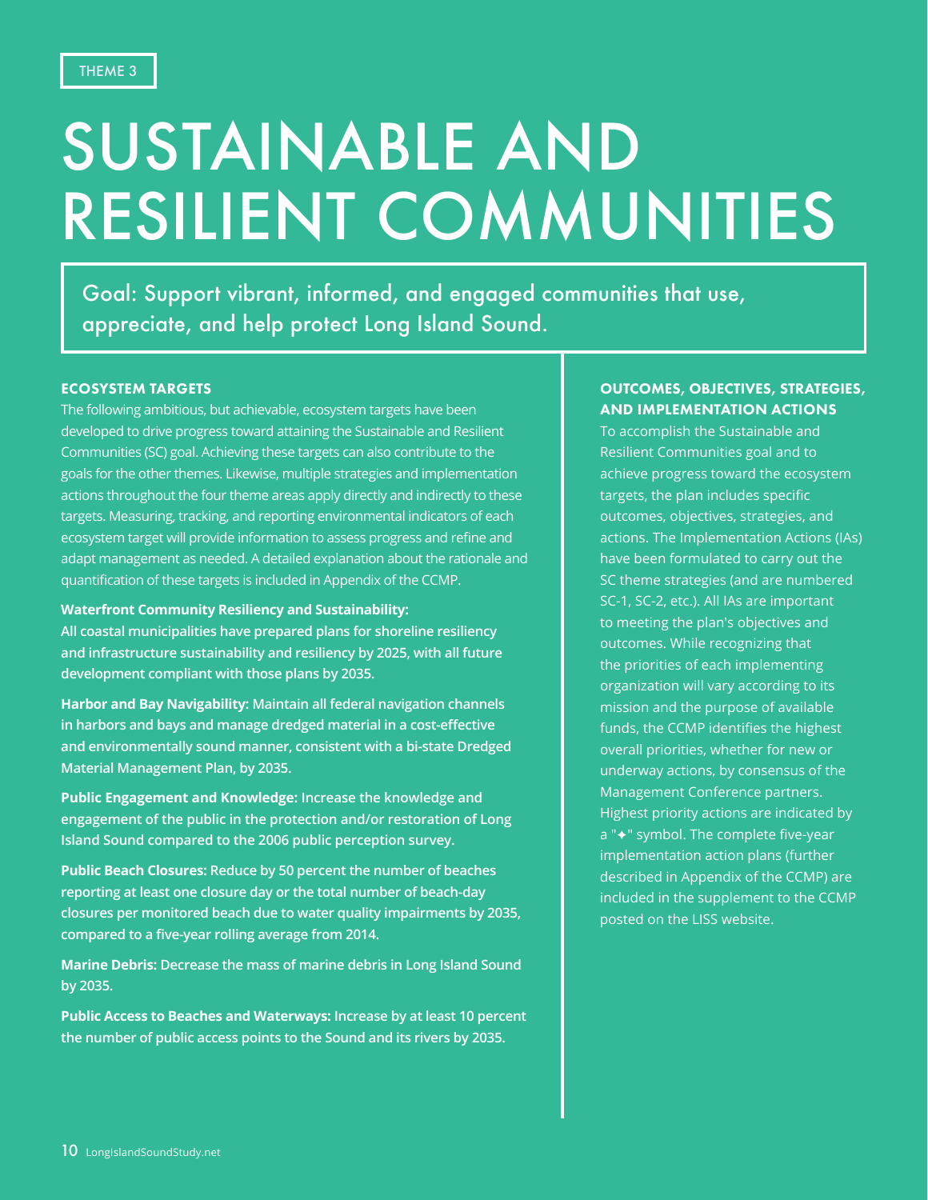THEME 3

# SUSTAINABLE AND RESILIENT COMMUNITIES

Goal: Support vibrant, informed, and engaged communities that use, appreciate, and help protect Long Island Sound.

## ECOSYSTEM TARGETS

The following ambitious, but achievable, ecosystem targets have been developed to drive progress toward attaining the Sustainable and Resilient Communities (SC) goal. Achieving these targets can also contribute to the goals for the other themes. Likewise, multiple strategies and implementation actions throughout the four theme areas apply directly and indirectly to these targets. Measuring, tracking, and reporting environmental indicators of each ecosystem target will provide information to assess progress and refine and adapt management as needed. A detailed explanation about the rationale and quantification of these targets is included in Appendix of the CCMP.

**Waterfront Community Resiliency and Sustainability:**
**All coastal municipalities have prepared plans for shoreline resiliency and infrastructure sustainability and resiliency by 2025, with all future development compliant with those plans by 2035.**

**Harbor and Bay Navigability: Maintain all federal navigation channels in harbors and bays and manage dredged material in a cost-effective and environmentally sound manner, consistent with a bi-state Dredged Material Management Plan, by 2035.**

**Public Engagement and Knowledge: Increase the knowledge and engagement of the public in the protection and/or restoration of Long Island Sound compared to the 2006 public perception survey.**

**Public Beach Closures: Reduce by 50 percent the number of beaches reporting at least one closure day or the total number of beach-day closures per monitored beach due to water quality impairments by 2035, compared to a five-year rolling average from 2014.**

**Marine Debris: Decrease the mass of marine debris in Long Island Sound by 2035.**

**Public Access to Beaches and Waterways: Increase by at least 10 percent the number of public access points to the Sound and its rivers by 2035.**

## OUTCOMES, OBJECTIVES, STRATEGIES, AND IMPLEMENTATION ACTIONS

To accomplish the Sustainable and Resilient Communities goal and to achieve progress toward the ecosystem targets, the plan includes specific outcomes, objectives, strategies, and actions. The Implementation Actions (IAs) have been formulated to carry out the SC theme strategies (and are numbered SC-1, SC-2, etc.). All IAs are important to meeting the plan's objectives and outcomes. While recognizing that the priorities of each implementing organization will vary according to its mission and the purpose of available funds, the CCMP identifies the highest overall priorities, whether for new or underway actions, by consensus of the Management Conference partners. Highest priority actions are indicated by a "✦" symbol. The complete five-year implementation action plans (further described in Appendix of the CCMP) are included in the supplement to the CCMP posted on the LISS website.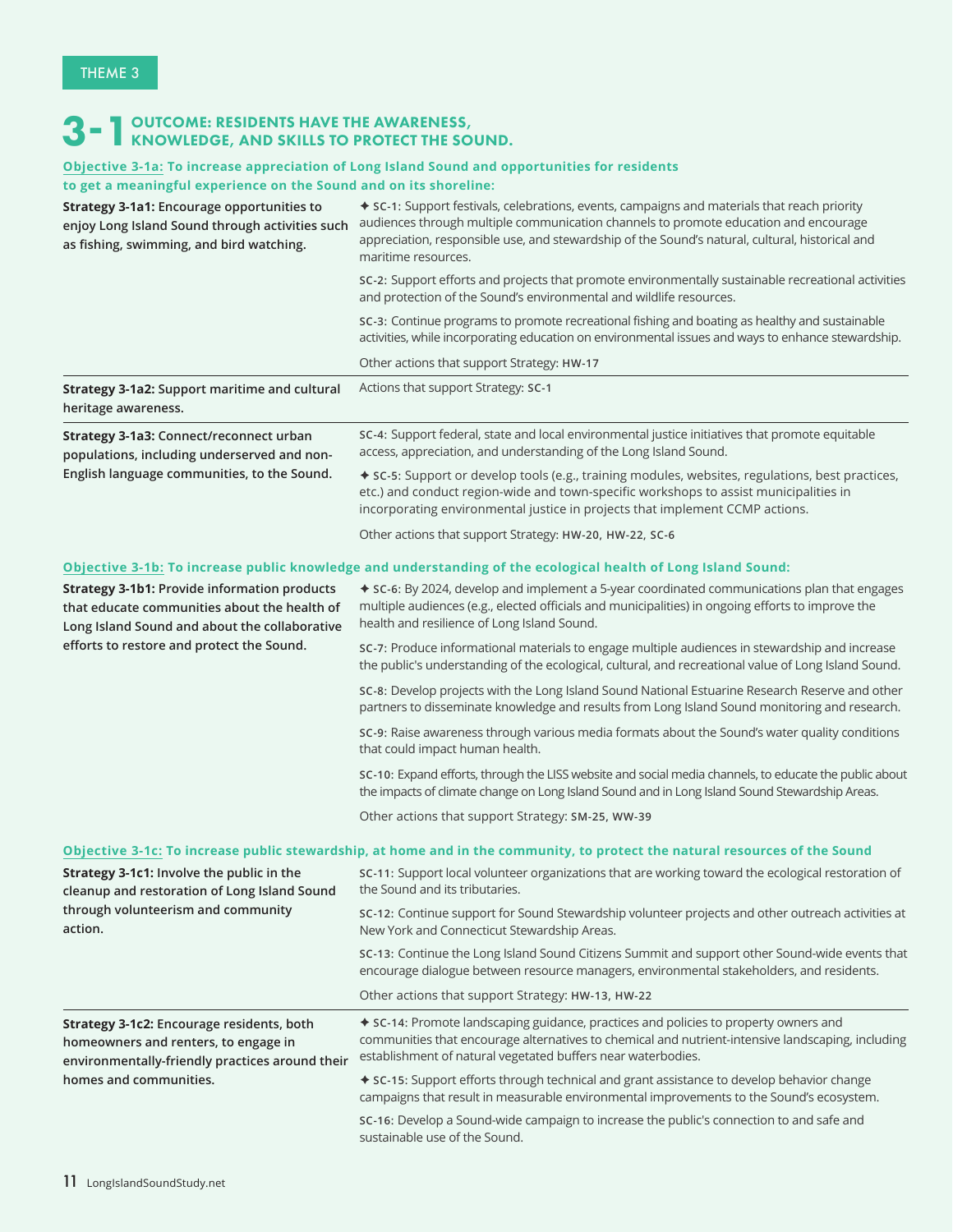THEME 3

# 3-1 OUTCOME: RESIDENTS HAVE THE AWARENESS, KNOWLEDGE, AND SKILLS TO PROTECT THE SOUND.

**Objective 3-1a: To increase appreciation of Long Island Sound and opportunities for residents to get a meaningful experience on the Sound and on its shoreline:**

**Strategy 3-1a1:** Encourage opportunities to enjoy Long Island Sound through activities such as fishing, swimming, and bird watching.

✦ **SC-1:** Support festivals, celebrations, events, campaigns and materials that reach priority audiences through multiple communication channels to promote education and encourage appreciation, responsible use, and stewardship of the Sound's natural, cultural, historical and maritime resources.

**SC-2:** Support efforts and projects that promote environmentally sustainable recreational activities and protection of the Sound's environmental and wildlife resources.

**SC-3:** Continue programs to promote recreational fishing and boating as healthy and sustainable activities, while incorporating education on environmental issues and ways to enhance stewardship.

Other actions that support Strategy: **HW-17**

**Strategy 3-1a2:** Support maritime and cultural heritage awareness.

Actions that support Strategy: **SC-1**

**Strategy 3-1a3:** Connect/reconnect urban populations, including underserved and non-English language communities, to the Sound.

**SC-4:** Support federal, state and local environmental justice initiatives that promote equitable access, appreciation, and understanding of the Long Island Sound.

✦ **SC-5:** Support or develop tools (e.g., training modules, websites, regulations, best practices, etc.) and conduct region-wide and town-specific workshops to assist municipalities in incorporating environmental justice in projects that implement CCMP actions.

Other actions that support Strategy: **HW-20, HW-22, SC-6**

**Objective 3-1b: To increase public knowledge and understanding of the ecological health of Long Island Sound:**

**Strategy 3-1b1:** Provide information products that educate communities about the health of Long Island Sound and about the collaborative efforts to restore and protect the Sound.

✦ **SC-6:** By 2024, develop and implement a 5-year coordinated communications plan that engages multiple audiences (e.g., elected officials and municipalities) in ongoing efforts to improve the health and resilience of Long Island Sound.

**SC-7:** Produce informational materials to engage multiple audiences in stewardship and increase the public's understanding of the ecological, cultural, and recreational value of Long Island Sound.

**SC-8:** Develop projects with the Long Island Sound National Estuarine Research Reserve and other partners to disseminate knowledge and results from Long Island Sound monitoring and research.

**SC-9:** Raise awareness through various media formats about the Sound's water quality conditions that could impact human health.

**SC-10:** Expand efforts, through the LISS website and social media channels, to educate the public about the impacts of climate change on Long Island Sound and in Long Island Sound Stewardship Areas.

Other actions that support Strategy: **SM-25, WW-39**

**Objective 3-1c: To increase public stewardship, at home and in the community, to protect the natural resources of the Sound**

**Strategy 3-1c1:** Involve the public in the cleanup and restoration of Long Island Sound through volunteerism and community action.

**SC-11:** Support local volunteer organizations that are working toward the ecological restoration of the Sound and its tributaries.

**SC-12:** Continue support for Sound Stewardship volunteer projects and other outreach activities at New York and Connecticut Stewardship Areas.

**SC-13:** Continue the Long Island Sound Citizens Summit and support other Sound-wide events that encourage dialogue between resource managers, environmental stakeholders, and residents.

Other actions that support Strategy: **HW-13, HW-22**

**Strategy 3-1c2:** Encourage residents, both homeowners and renters, to engage in environmentally-friendly practices around their homes and communities.

✦ **SC-14:** Promote landscaping guidance, practices and policies to property owners and communities that encourage alternatives to chemical and nutrient-intensive landscaping, including establishment of natural vegetated buffers near waterbodies.

✦ **SC-15:** Support efforts through technical and grant assistance to develop behavior change campaigns that result in measurable environmental improvements to the Sound's ecosystem.

**SC-16:** Develop a Sound-wide campaign to increase the public's connection to and safe and sustainable use of the Sound.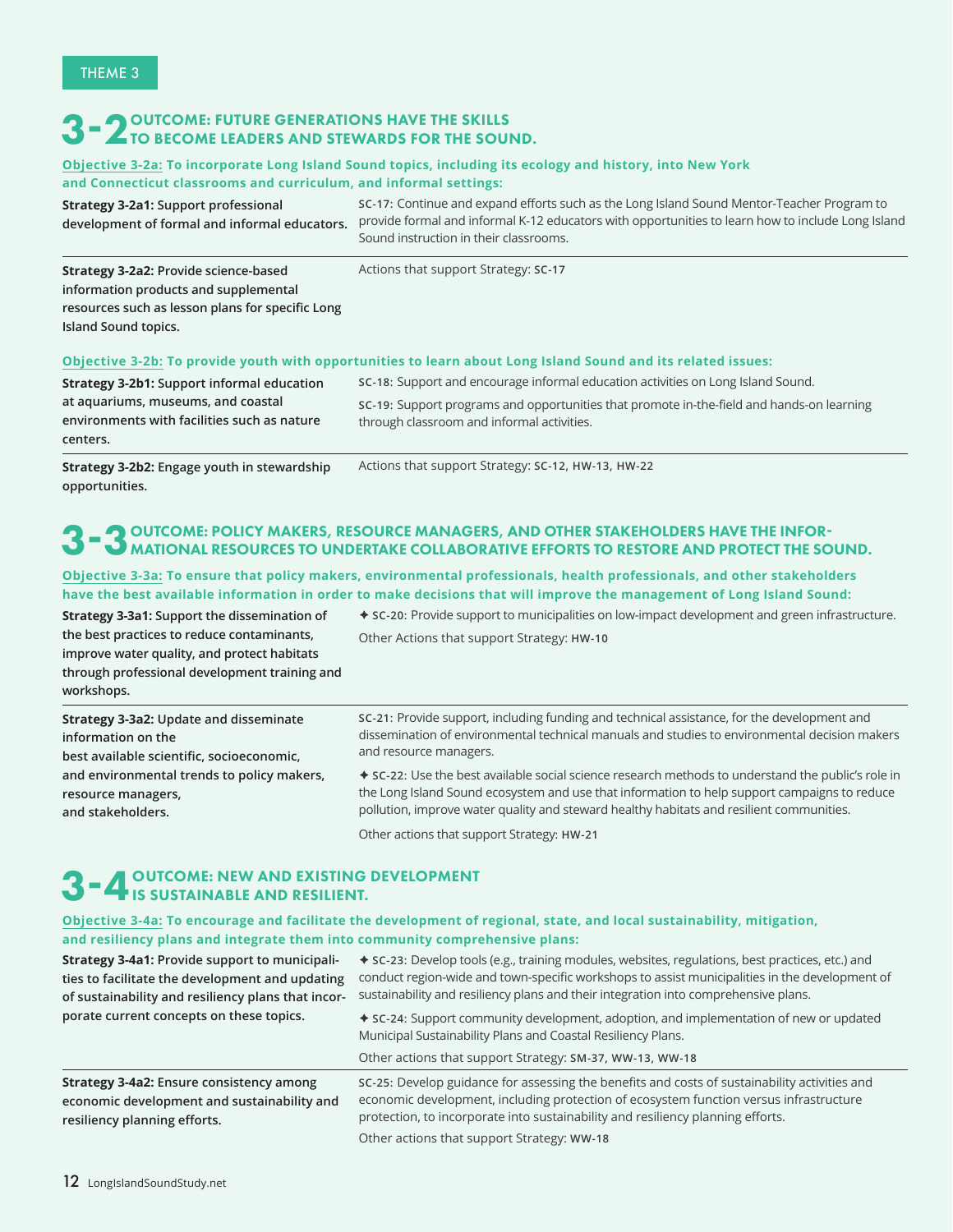THEME 3

## 3-2 OUTCOME: FUTURE GENERATIONS HAVE THE SKILLS TO BECOME LEADERS AND STEWARDS FOR THE SOUND.

**Objective 3-2a: To incorporate Long Island Sound topics, including its ecology and history, into New York and Connecticut classrooms and curriculum, and informal settings:**

| Strategy | Actions |
|---|---|
| **Strategy 3-2a1:** Support professional development of formal and informal educators. | **SC-17:** Continue and expand efforts such as the Long Island Sound Mentor-Teacher Program to provide formal and informal K-12 educators with opportunities to learn how to include Long Island Sound instruction in their classrooms. |
| **Strategy 3-2a2:** Provide science-based information products and supplemental resources such as lesson plans for specific Long Island Sound topics. | Actions that support Strategy: **SC-17** |

**Objective 3-2b: To provide youth with opportunities to learn about Long Island Sound and its related issues:**

| Strategy | Actions |
|---|---|
| **Strategy 3-2b1:** Support informal education at aquariums, museums, and coastal environments with facilities such as nature centers. | **SC-18:** Support and encourage informal education activities on Long Island Sound.<br>**SC-19:** Support programs and opportunities that promote in-the-field and hands-on learning through classroom and informal activities. |
| **Strategy 3-2b2:** Engage youth in stewardship opportunities. | Actions that support Strategy: **SC-12**, **HW-13**, **HW-22** |

## 3-3 OUTCOME: POLICY MAKERS, RESOURCE MANAGERS, AND OTHER STAKEHOLDERS HAVE THE INFORMATIONAL RESOURCES TO UNDERTAKE COLLABORATIVE EFFORTS TO RESTORE AND PROTECT THE SOUND.

**Objective 3-3a: To ensure that policy makers, environmental professionals, health professionals, and other stakeholders have the best available information in order to make decisions that will improve the management of Long Island Sound:**

| Strategy | Actions |
|---|---|
| **Strategy 3-3a1:** Support the dissemination of the best practices to reduce contaminants, improve water quality, and protect habitats through professional development training and workshops. | ✦ **SC-20:** Provide support to municipalities on low-impact development and green infrastructure.<br>Other Actions that support Strategy: **HW-10** |
| **Strategy 3-3a2:** Update and disseminate information on the best available scientific, socioeconomic, and environmental trends to policy makers, resource managers, and stakeholders. | **SC-21:** Provide support, including funding and technical assistance, for the development and dissemination of environmental technical manuals and studies to environmental decision makers and resource managers.<br>✦ **SC-22:** Use the best available social science research methods to understand the public's role in the Long Island Sound ecosystem and use that information to help support campaigns to reduce pollution, improve water quality and steward healthy habitats and resilient communities.<br>Other actions that support Strategy: **HW-21** |

## 3-4 OUTCOME: NEW AND EXISTING DEVELOPMENT IS SUSTAINABLE AND RESILIENT.

**Objective 3-4a: To encourage and facilitate the development of regional, state, and local sustainability, mitigation, and resiliency plans and integrate them into community comprehensive plans:**

| Strategy | Actions |
|---|---|
| **Strategy 3-4a1:** Provide support to municipalities to facilitate the development and updating of sustainability and resiliency plans that incorporate current concepts on these topics. | ✦ **SC-23:** Develop tools (e.g., training modules, websites, regulations, best practices, etc.) and conduct region-wide and town-specific workshops to assist municipalities in the development of sustainability and resiliency plans and their integration into comprehensive plans.<br>✦ **SC-24:** Support community development, adoption, and implementation of new or updated Municipal Sustainability Plans and Coastal Resiliency Plans.<br>Other actions that support Strategy: **SM-37**, **WW-13**, **WW-18** |
| **Strategy 3-4a2:** Ensure consistency among economic development and sustainability and resiliency planning efforts. | **SC-25:** Develop guidance for assessing the benefits and costs of sustainability activities and economic development, including protection of ecosystem function versus infrastructure protection, to incorporate into sustainability and resiliency planning efforts.<br>Other actions that support Strategy: **WW-18** |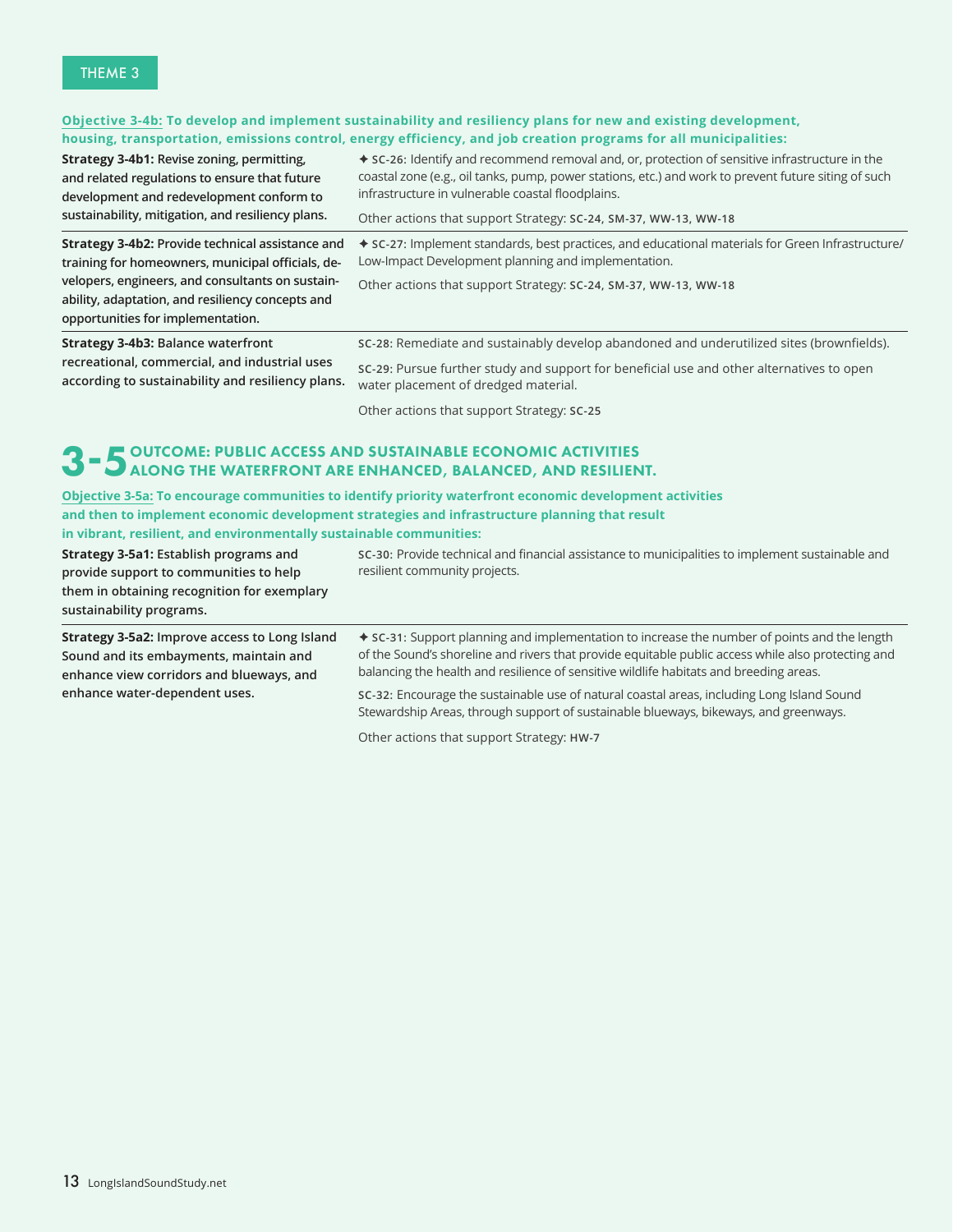THEME 3

**Objective 3-4b: To develop and implement sustainability and resiliency plans for new and existing development, housing, transportation, emissions control, energy efficiency, and job creation programs for all municipalities:**

| Strategy | Actions |
|---|---|
| **Strategy 3-4b1:** Revise zoning, permitting, and related regulations to ensure that future development and redevelopment conform to sustainability, mitigation, and resiliency plans. | ✦ **SC-26:** Identify and recommend removal and, or, protection of sensitive infrastructure in the coastal zone (e.g., oil tanks, pump, power stations, etc.) and work to prevent future siting of such infrastructure in vulnerable coastal floodplains.<br><br>Other actions that support Strategy: **SC-24, SM-37, WW-13, WW-18** |
| **Strategy 3-4b2:** Provide technical assistance and training for homeowners, municipal officials, developers, engineers, and consultants on sustainability, adaptation, and resiliency concepts and opportunities for implementation. | ✦ **SC-27:** Implement standards, best practices, and educational materials for Green Infrastructure/Low-Impact Development planning and implementation.<br><br>Other actions that support Strategy: **SC-24, SM-37, WW-13, WW-18** |
| **Strategy 3-4b3:** Balance waterfront recreational, commercial, and industrial uses according to sustainability and resiliency plans. | **SC-28:** Remediate and sustainably develop abandoned and underutilized sites (brownfields).<br><br>**SC-29:** Pursue further study and support for beneficial use and other alternatives to open water placement of dredged material.<br><br>Other actions that support Strategy: **SC-25** |

## 3-5 OUTCOME: PUBLIC ACCESS AND SUSTAINABLE ECONOMIC ACTIVITIES ALONG THE WATERFRONT ARE ENHANCED, BALANCED, AND RESILIENT.

**Objective 3-5a: To encourage communities to identify priority waterfront economic development activities and then to implement economic development strategies and infrastructure planning that result in vibrant, resilient, and environmentally sustainable communities:**

| Strategy | Actions |
|---|---|
| **Strategy 3-5a1:** Establish programs and provide support to communities to help them in obtaining recognition for exemplary sustainability programs. | **SC-30:** Provide technical and financial assistance to municipalities to implement sustainable and resilient community projects. |
| **Strategy 3-5a2:** Improve access to Long Island Sound and its embayments, maintain and enhance view corridors and blueways, and enhance water-dependent uses. | ✦ **SC-31:** Support planning and implementation to increase the number of points and the length of the Sound's shoreline and rivers that provide equitable public access while also protecting and balancing the health and resilience of sensitive wildlife habitats and breeding areas.<br><br>**SC-32:** Encourage the sustainable use of natural coastal areas, including Long Island Sound Stewardship Areas, through support of sustainable blueways, bikeways, and greenways.<br><br>Other actions that support Strategy: **HW-7** |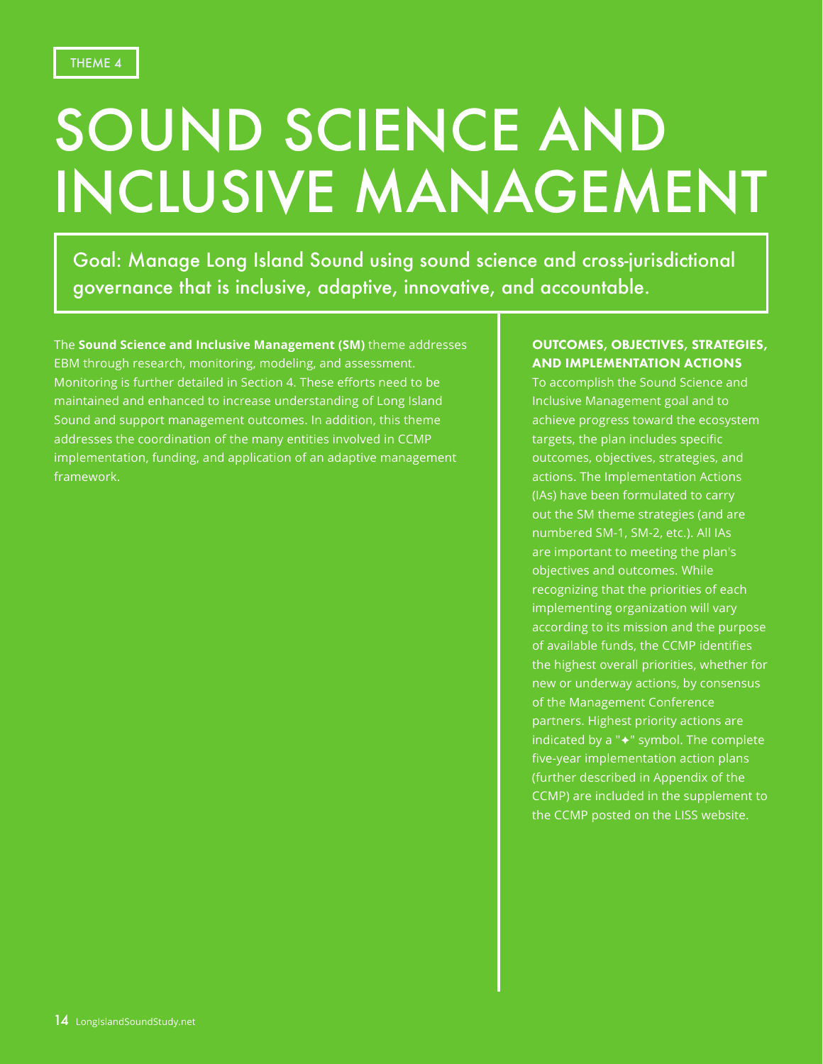THEME 4

# SOUND SCIENCE AND INCLUSIVE MANAGEMENT

Goal: Manage Long Island Sound using sound science and cross-jurisdictional governance that is inclusive, adaptive, innovative, and accountable.

The **Sound Science and Inclusive Management (SM)** theme addresses EBM through research, monitoring, modeling, and assessment. Monitoring is further detailed in Section 4. These efforts need to be maintained and enhanced to increase understanding of Long Island Sound and support management outcomes. In addition, this theme addresses the coordination of the many entities involved in CCMP implementation, funding, and application of an adaptive management framework.

## OUTCOMES, OBJECTIVES, STRATEGIES, AND IMPLEMENTATION ACTIONS

To accomplish the Sound Science and Inclusive Management goal and to achieve progress toward the ecosystem targets, the plan includes specific outcomes, objectives, strategies, and actions. The Implementation Actions (IAs) have been formulated to carry out the SM theme strategies (and are numbered SM-1, SM-2, etc.). All IAs are important to meeting the plan's objectives and outcomes. While recognizing that the priorities of each implementing organization will vary according to its mission and the purpose of available funds, the CCMP identifies the highest overall priorities, whether for new or underway actions, by consensus of the Management Conference partners. Highest priority actions are indicated by a "✦" symbol. The complete five-year implementation action plans (further described in Appendix of the CCMP) are included in the supplement to the CCMP posted on the LISS website.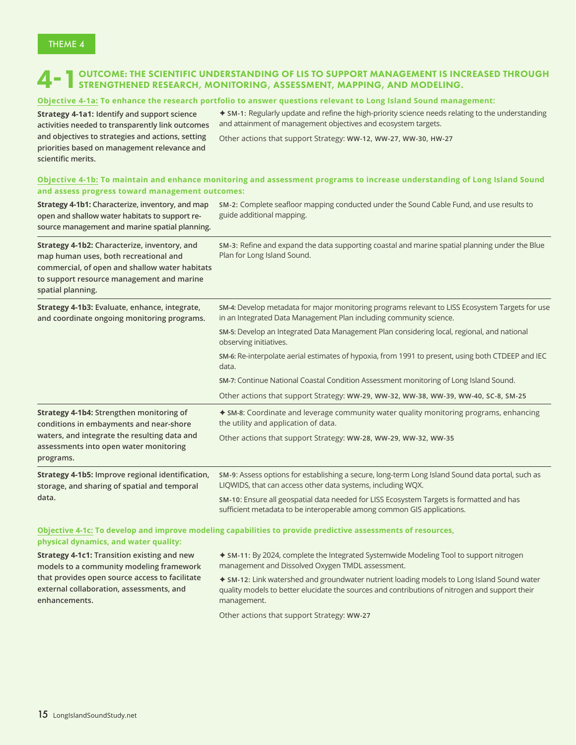THEME 4

# 4-1 OUTCOME: THE SCIENTIFIC UNDERSTANDING OF LIS TO SUPPORT MANAGEMENT IS INCREASED THROUGH STRENGTHENED RESEARCH, MONITORING, ASSESSMENT, MAPPING, AND MODELING.

**Objective 4-1a: To enhance the research portfolio to answer questions relevant to Long Island Sound management:**

| Strategy | Actions |
|---|---|
| **Strategy 4-1a1: Identify and support science activities needed to transparently link outcomes and objectives to strategies and actions, setting priorities based on management relevance and scientific merits.** | ✦ **SM-1:** Regularly update and refine the high-priority science needs relating to the understanding and attainment of management objectives and ecosystem targets.<br><br>Other actions that support Strategy: **WW-12, WW-27, WW-30, HW-27** |

**Objective 4-1b: To maintain and enhance monitoring and assessment programs to increase understanding of Long Island Sound and assess progress toward management outcomes:**

| Strategy | Actions |
|---|---|
| **Strategy 4-1b1: Characterize, inventory, and map open and shallow water habitats to support resource management and marine spatial planning.** | **SM-2:** Complete seafloor mapping conducted under the Sound Cable Fund, and use results to guide additional mapping. |
| **Strategy 4-1b2: Characterize, inventory, and map human uses, both recreational and commercial, of open and shallow water habitats to support resource management and marine spatial planning.** | **SM-3:** Refine and expand the data supporting coastal and marine spatial planning under the Blue Plan for Long Island Sound. |
| **Strategy 4-1b3: Evaluate, enhance, integrate, and coordinate ongoing monitoring programs.** | **SM-4:** Develop metadata for major monitoring programs relevant to LISS Ecosystem Targets for use in an Integrated Data Management Plan including community science.<br><br>**SM-5:** Develop an Integrated Data Management Plan considering local, regional, and national observing initiatives.<br><br>**SM-6:** Re-interpolate aerial estimates of hypoxia, from 1991 to present, using both CTDEEP and IEC data.<br><br>**SM-7:** Continue National Coastal Condition Assessment monitoring of Long Island Sound.<br><br>Other actions that support Strategy: **WW-29, WW-32, WW-38, WW-39, WW-40, SC-8, SM-25** |
| **Strategy 4-1b4: Strengthen monitoring of conditions in embayments and near-shore waters, and integrate the resulting data and assessments into open water monitoring programs.** | ✦ **SM-8:** Coordinate and leverage community water quality monitoring programs, enhancing the utility and application of data.<br><br>Other actions that support Strategy: **WW-28, WW-29, WW-32, WW-35** |
| **Strategy 4-1b5: Improve regional identification, storage, and sharing of spatial and temporal data.** | **SM-9:** Assess options for establishing a secure, long-term Long Island Sound data portal, such as LIQWIDS, that can access other data systems, including WQX.<br><br>**SM-10:** Ensure all geospatial data needed for LISS Ecosystem Targets is formatted and has sufficient metadata to be interoperable among common GIS applications. |

**Objective 4-1c: To develop and improve modeling capabilities to provide predictive assessments of resources, physical dynamics, and water quality:**

| Strategy | Actions |
|---|---|
| **Strategy 4-1c1: Transition existing and new models to a community modeling framework that provides open source access to facilitate external collaboration, assessments, and enhancements.** | ✦ **SM-11:** By 2024, complete the Integrated Systemwide Modeling Tool to support nitrogen management and Dissolved Oxygen TMDL assessment.<br><br>✦ **SM-12:** Link watershed and groundwater nutrient loading models to Long Island Sound water quality models to better elucidate the sources and contributions of nitrogen and support their management.<br><br>Other actions that support Strategy: **WW-27** |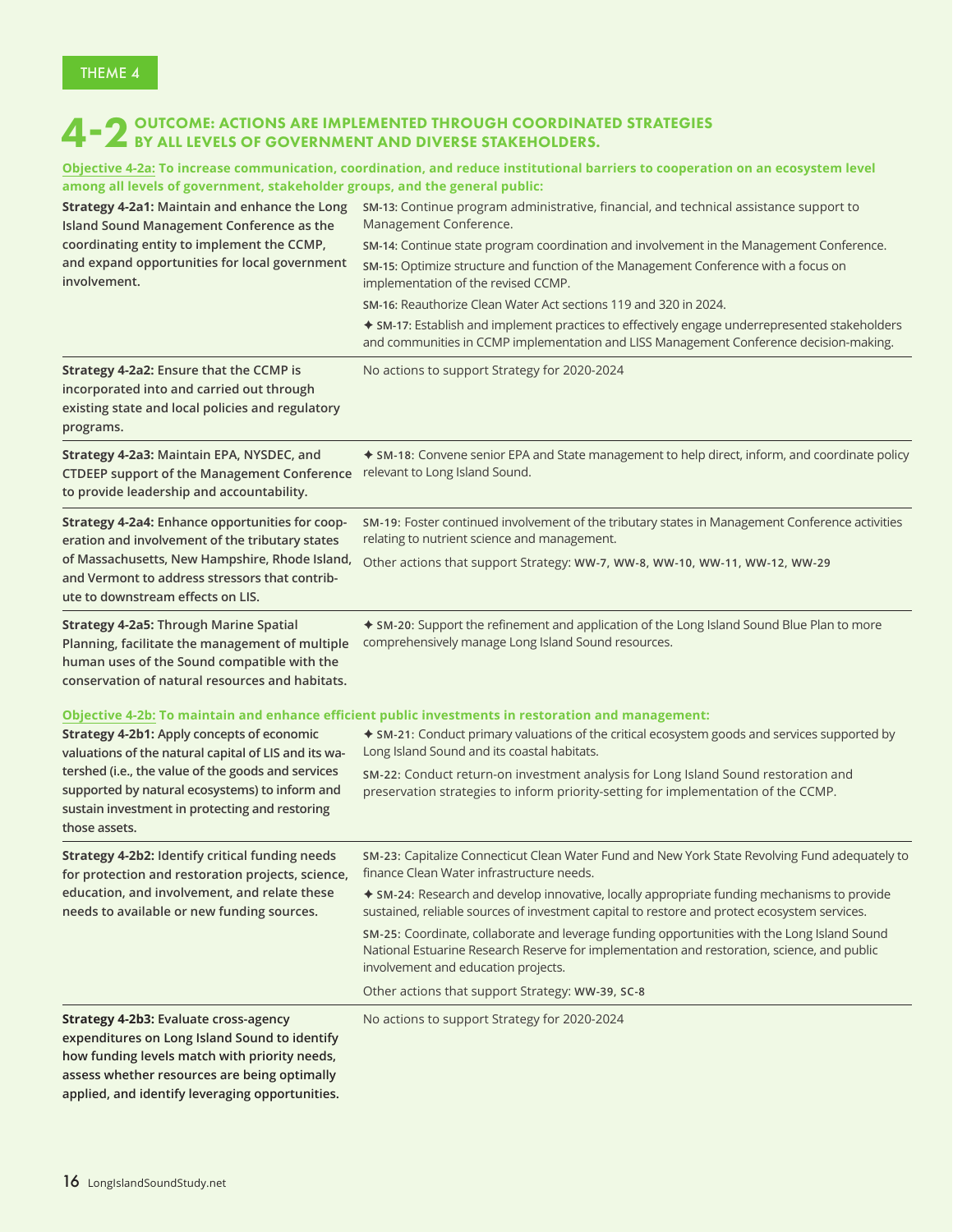THEME 4

# 4-2 OUTCOME: ACTIONS ARE IMPLEMENTED THROUGH COORDINATED STRATEGIES BY ALL LEVELS OF GOVERNMENT AND DIVERSE STAKEHOLDERS.

**Objective 4-2a: To increase communication, coordination, and reduce institutional barriers to cooperation on an ecosystem level among all levels of government, stakeholder groups, and the general public:**

| Strategy | Actions |
| --- | --- |
| **Strategy 4-2a1:** Maintain and enhance the Long Island Sound Management Conference as the coordinating entity to implement the CCMP, and expand opportunities for local government involvement. | **SM-13:** Continue program administrative, financial, and technical assistance support to Management Conference.<br>**SM-14:** Continue state program coordination and involvement in the Management Conference.<br>**SM-15:** Optimize structure and function of the Management Conference with a focus on implementation of the revised CCMP.<br>**SM-16:** Reauthorize Clean Water Act sections 119 and 320 in 2024.<br>✦ **SM-17:** Establish and implement practices to effectively engage underrepresented stakeholders and communities in CCMP implementation and LISS Management Conference decision-making. |
| **Strategy 4-2a2:** Ensure that the CCMP is incorporated into and carried out through existing state and local policies and regulatory programs. | No actions to support Strategy for 2020-2024 |
| **Strategy 4-2a3:** Maintain EPA, NYSDEC, and CTDEEP support of the Management Conference to provide leadership and accountability. | ✦ **SM-18:** Convene senior EPA and State management to help direct, inform, and coordinate policy relevant to Long Island Sound. |
| **Strategy 4-2a4:** Enhance opportunities for cooperation and involvement of the tributary states of Massachusetts, New Hampshire, Rhode Island, and Vermont to address stressors that contribute to downstream effects on LIS. | **SM-19:** Foster continued involvement of the tributary states in Management Conference activities relating to nutrient science and management.<br>Other actions that support Strategy: **WW-7, WW-8, WW-10, WW-11, WW-12, WW-29** |
| **Strategy 4-2a5:** Through Marine Spatial Planning, facilitate the management of multiple human uses of the Sound compatible with the conservation of natural resources and habitats. | ✦ **SM-20:** Support the refinement and application of the Long Island Sound Blue Plan to more comprehensively manage Long Island Sound resources. |

**Objective 4-2b: To maintain and enhance efficient public investments in restoration and management:**

| Strategy | Actions |
| --- | --- |
| **Strategy 4-2b1:** Apply concepts of economic valuations of the natural capital of LIS and its watershed (i.e., the value of the goods and services supported by natural ecosystems) to inform and sustain investment in protecting and restoring those assets. | ✦ **SM-21:** Conduct primary valuations of the critical ecosystem goods and services supported by Long Island Sound and its coastal habitats.<br>**SM-22:** Conduct return-on investment analysis for Long Island Sound restoration and preservation strategies to inform priority-setting for implementation of the CCMP. |
| **Strategy 4-2b2:** Identify critical funding needs for protection and restoration projects, science, education, and involvement, and relate these needs to available or new funding sources. | **SM-23:** Capitalize Connecticut Clean Water Fund and New York State Revolving Fund adequately to finance Clean Water infrastructure needs.<br>✦ **SM-24:** Research and develop innovative, locally appropriate funding mechanisms to provide sustained, reliable sources of investment capital to restore and protect ecosystem services.<br>**SM-25:** Coordinate, collaborate and leverage funding opportunities with the Long Island Sound National Estuarine Research Reserve for implementation and restoration, science, and public involvement and education projects.<br>Other actions that support Strategy: **WW-39, SC-8** |
| **Strategy 4-2b3:** Evaluate cross-agency expenditures on Long Island Sound to identify how funding levels match with priority needs, assess whether resources are being optimally applied, and identify leveraging opportunities. | No actions to support Strategy for 2020-2024 |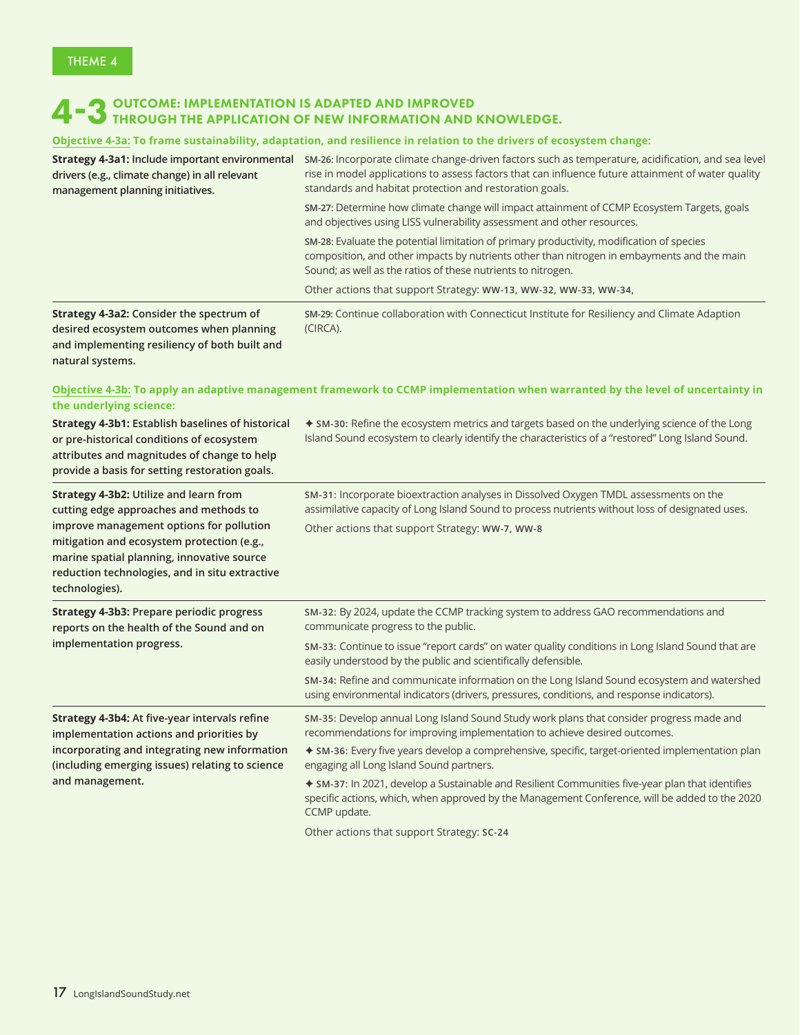THEME 4

## 4-3 OUTCOME: IMPLEMENTATION IS ADAPTED AND IMPROVED THROUGH THE APPLICATION OF NEW INFORMATION AND KNOWLEDGE.

**Objective 4-3a: To frame sustainability, adaptation, and resilience in relation to the drivers of ecosystem change:**

| | |
|---|---|
| **Strategy 4-3a1: Include important environmental drivers (e.g., climate change) in all relevant management planning initiatives.** | **SM-26:** Incorporate climate change-driven factors such as temperature, acidification, and sea level rise in model applications to assess factors that can influence future attainment of water quality standards and habitat protection and restoration goals.<br><br>**SM-27:** Determine how climate change will impact attainment of CCMP Ecosystem Targets, goals and objectives using LISS vulnerability assessment and other resources.<br><br>**SM-28:** Evaluate the potential limitation of primary productivity, modification of species composition, and other impacts by nutrients other than nitrogen in embayments and the main Sound; as well as the ratios of these nutrients to nitrogen.<br><br>Other actions that support Strategy: **WW-13**, **WW-32**, **WW-33**, **WW-34**, |
| **Strategy 4-3a2: Consider the spectrum of desired ecosystem outcomes when planning and implementing resiliency of both built and natural systems.** | **SM-29:** Continue collaboration with Connecticut Institute for Resiliency and Climate Adaption (CIRCA). |

**Objective 4-3b: To apply an adaptive management framework to CCMP implementation when warranted by the level of uncertainty in the underlying science:**

| | |
|---|---|
| **Strategy 4-3b1: Establish baselines of historical or pre-historical conditions of ecosystem attributes and magnitudes of change to help provide a basis for setting restoration goals.** | ✦ **SM-30:** Refine the ecosystem metrics and targets based on the underlying science of the Long Island Sound ecosystem to clearly identify the characteristics of a "restored" Long Island Sound. |
| **Strategy 4-3b2: Utilize and learn from cutting edge approaches and methods to improve management options for pollution mitigation and ecosystem protection (e.g., marine spatial planning, innovative source reduction technologies, and in situ extractive technologies).** | **SM-31:** Incorporate bioextraction analyses in Dissolved Oxygen TMDL assessments on the assimilative capacity of Long Island Sound to process nutrients without loss of designated uses.<br><br>Other actions that support Strategy: **WW-7**, **WW-8** |
| **Strategy 4-3b3: Prepare periodic progress reports on the health of the Sound and on implementation progress.** | **SM-32:** By 2024, update the CCMP tracking system to address GAO recommendations and communicate progress to the public.<br><br>**SM-33:** Continue to issue "report cards" on water quality conditions in Long Island Sound that are easily understood by the public and scientifically defensible.<br><br>**SM-34:** Refine and communicate information on the Long Island Sound ecosystem and watershed using environmental indicators (drivers, pressures, conditions, and response indicators). |
| **Strategy 4-3b4: At five-year intervals refine implementation actions and priorities by incorporating and integrating new information (including emerging issues) relating to science and management.** | **SM-35:** Develop annual Long Island Sound Study work plans that consider progress made and recommendations for improving implementation to achieve desired outcomes.<br><br>✦ **SM-36:** Every five years develop a comprehensive, specific, target-oriented implementation plan engaging all Long Island Sound partners.<br><br>✦ **SM-37:** In 2021, develop a Sustainable and Resilient Communities five-year plan that identifies specific actions, which, when approved by the Management Conference, will be added to the 2020 CCMP update.<br><br>Other actions that support Strategy: **SC-24** |